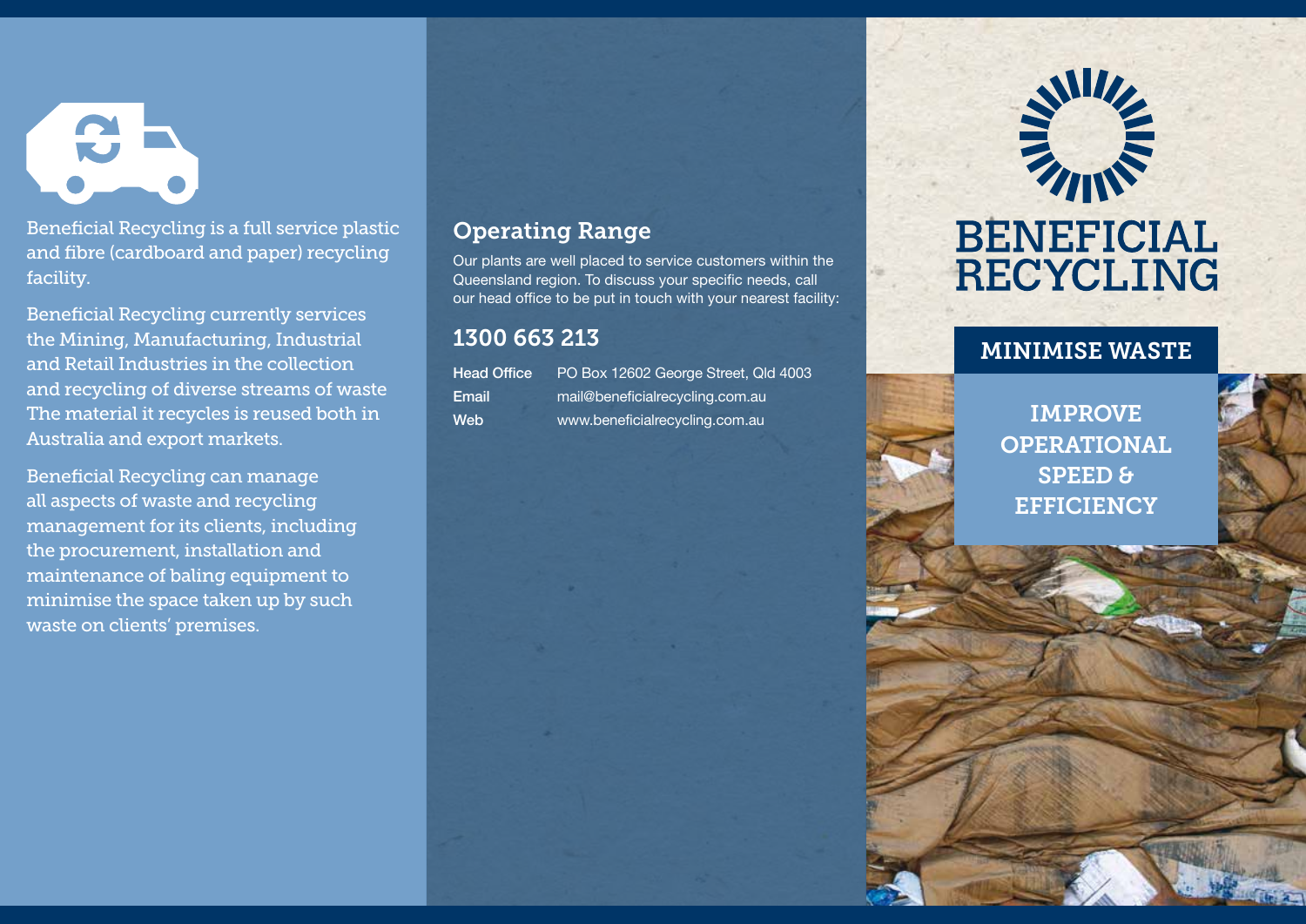Beneficial Recycling is a full service plastic and fibre (cardboard and paper) recycling facility.

Beneficial Recycling currently services the Mining, Manufacturing, Industrial and Retail Industries in the collection and recycling of diverse streams of waste The material it recycles is reused both in Australia and export markets.

Beneficial Recycling can manage all aspects of waste and recycling management for its clients, including the procurement, installation and maintenance of baling equipment to minimise the space taken up by such waste on clients' premises.

## Operating Range

Our plants are well placed to service customers within the Queensland region. To discuss your specific needs, call our head office to be put in touch with your nearest facility:

### 1300 663 213

| | |
|---|---|
| Head Office | PO Box 12602 George Street, Qld 4003 |
| Email | mail@beneficialrecycling.com.au |
| Web | www.beneficialrecycling.com.au |

# BENEFICIAL RECYCLING

## MINIMISE WASTE

## IMPROVE OPERATIONAL SPEED & EFFICIENCY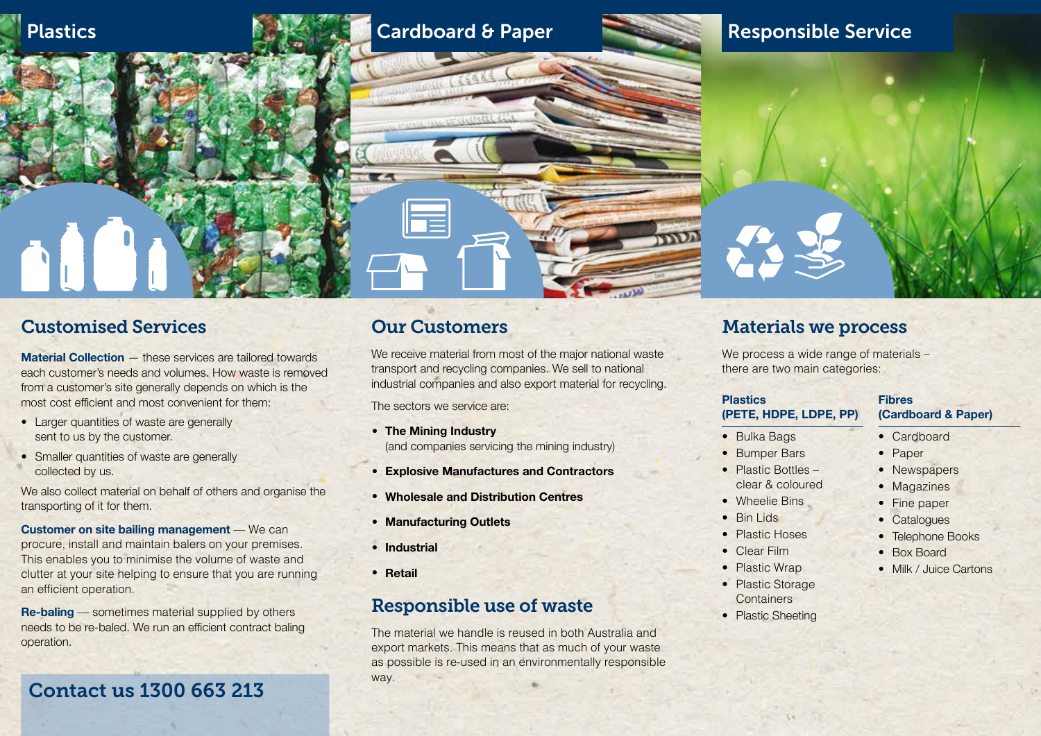## Plastics

## Cardboard & Paper

## Responsible Service

## Customised Services

**Material Collection** — these services are tailored towards each customer's needs and volumes. How waste is removed from a customer's site generally depends on which is the most cost efficient and most convenient for them:

- Larger quantities of waste are generally sent to us by the customer.
- Smaller quantities of waste are generally collected by us.

We also collect material on behalf of others and organise the transporting of it for them.

**Customer on site bailing management** — We can procure, install and maintain balers on your premises. This enables you to minimise the volume of waste and clutter at your site helping to ensure that you are running an efficient operation.

**Re-baling** — sometimes material supplied by others needs to be re-baled. We run an efficient contract baling operation.

## Contact us 1300 663 213

## Our Customers

We receive material from most of the major national waste transport and recycling companies. We sell to national industrial companies and also export material for recycling.

The sectors we service are:

- **The Mining Industry** (and companies servicing the mining industry)
- **Explosive Manufactures and Contractors**
- **Wholesale and Distribution Centres**
- **Manufacturing Outlets**
- **Industrial**
- **Retail**

## Responsible use of waste

The material we handle is reused in both Australia and export markets. This means that as much of your waste as possible is re-used in an environmentally responsible way.

## Materials we process

We process a wide range of materials – there are two main categories:

### Plastics (PETE, HDPE, LDPE, PP)

- Bulka Bags
- Bumper Bars
- Plastic Bottles – clear & coloured
- Wheelie Bins
- Bin Lids
- Plastic Hoses
- Clear Film
- Plastic Wrap
- Plastic Storage Containers
- Plastic Sheeting

### Fibres (Cardboard & Paper)

- Cardboard
- Paper
- Newspapers
- Magazines
- Fine paper
- Catalogues
- Telephone Books
- Box Board
- Milk / Juice Cartons